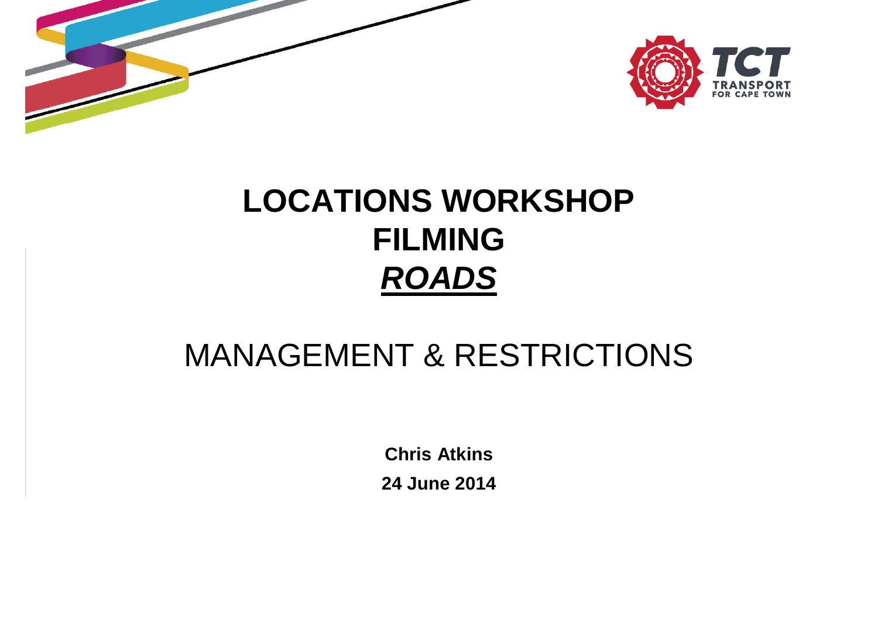# LOCATIONS WORKSHOP FILMING ***ROADS***

## MANAGEMENT & RESTRICTIONS

**Chris Atkins**

**24 June 2014**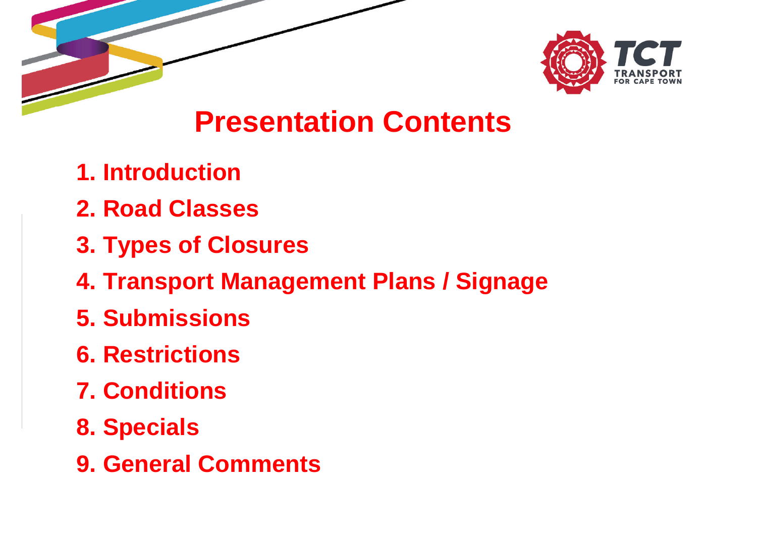# Presentation Contents

1. Introduction
2. Road Classes
3. Types of Closures
4. Transport Management Plans / Signage
5. Submissions
6. Restrictions
7. Conditions
8. Specials
9. General Comments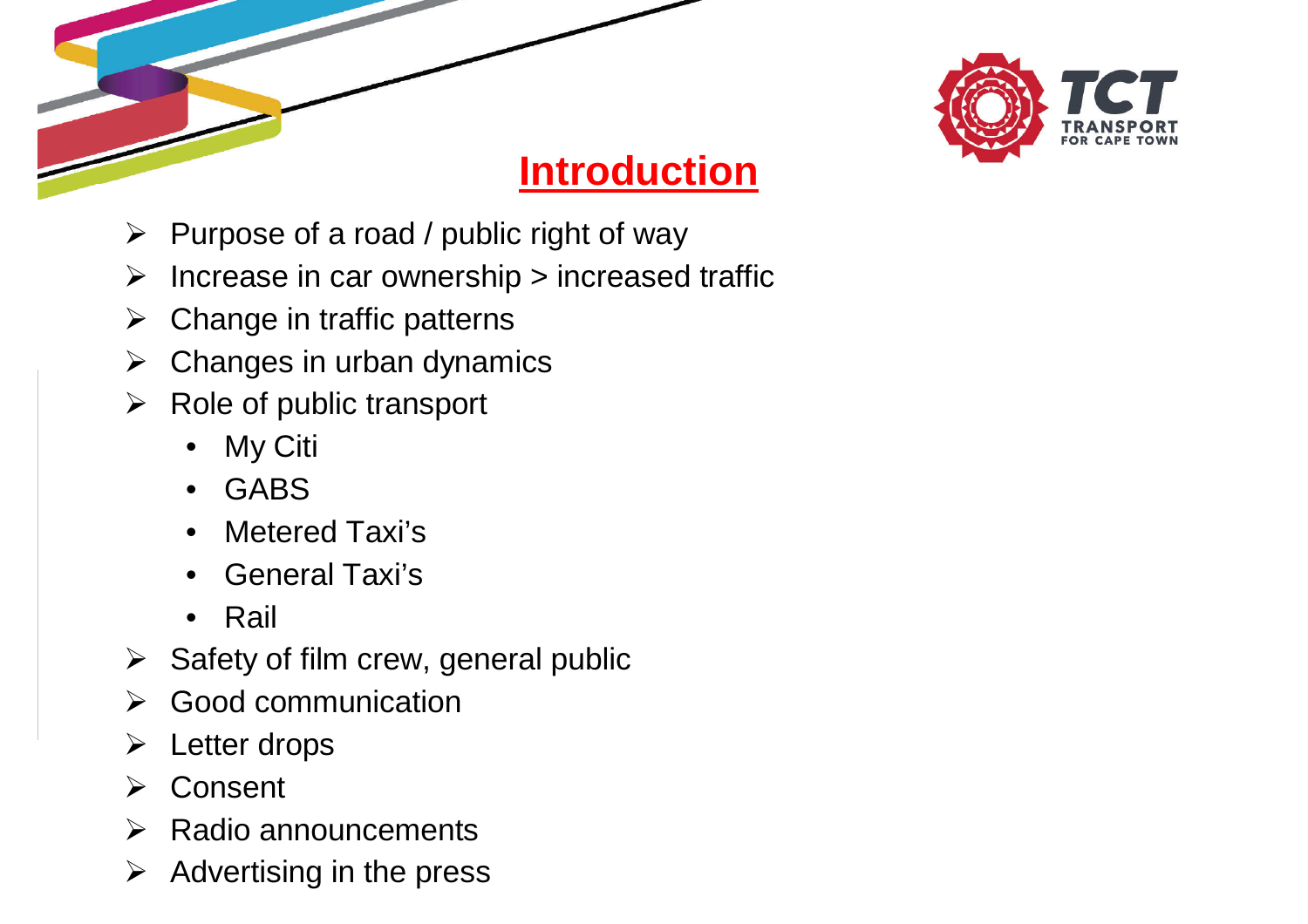# Introduction

- Purpose of a road / public right of way
- Increase in car ownership > increased traffic
- Change in traffic patterns
- Changes in urban dynamics
- Role of public transport
  - My Citi
  - GABS
  - Metered Taxi's
  - General Taxi's
  - Rail
- Safety of film crew, general public
- Good communication
- Letter drops
- Consent
- Radio announcements
- Advertising in the press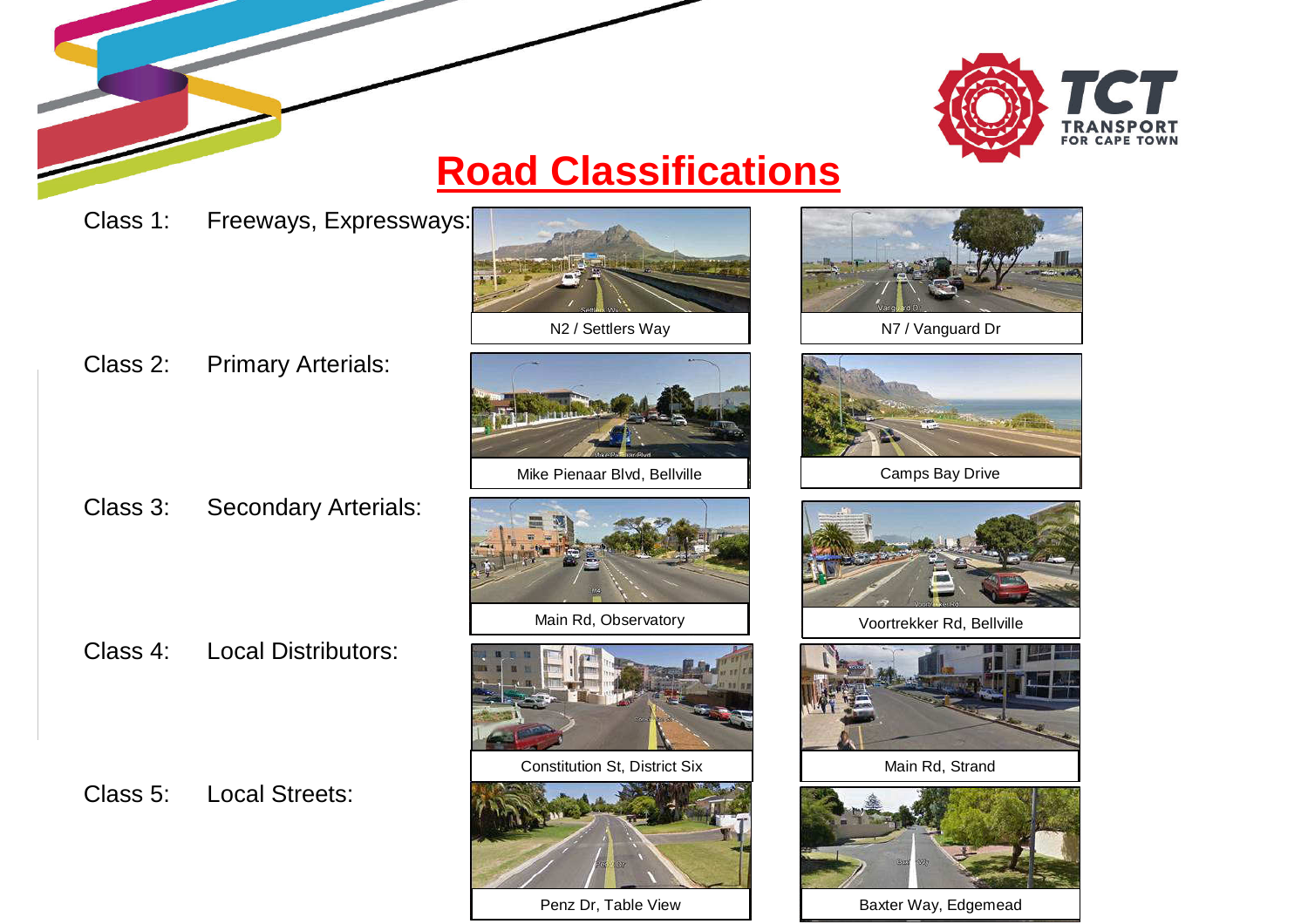# Road Classifications

Class 1: Freeways, Expressways:

N2 / Settlers Way

N7 / Vanguard Dr

Class 2: Primary Arterials:

Mike Pienaar Blvd, Bellville

Camps Bay Drive

Class 3: Secondary Arterials:

Main Rd, Observatory

Voortrekker Rd, Bellville

Class 4: Local Distributors:

Constitution St, District Six

Main Rd, Strand

Class 5: Local Streets:

Penz Dr, Table View

Baxter Way, Edgemead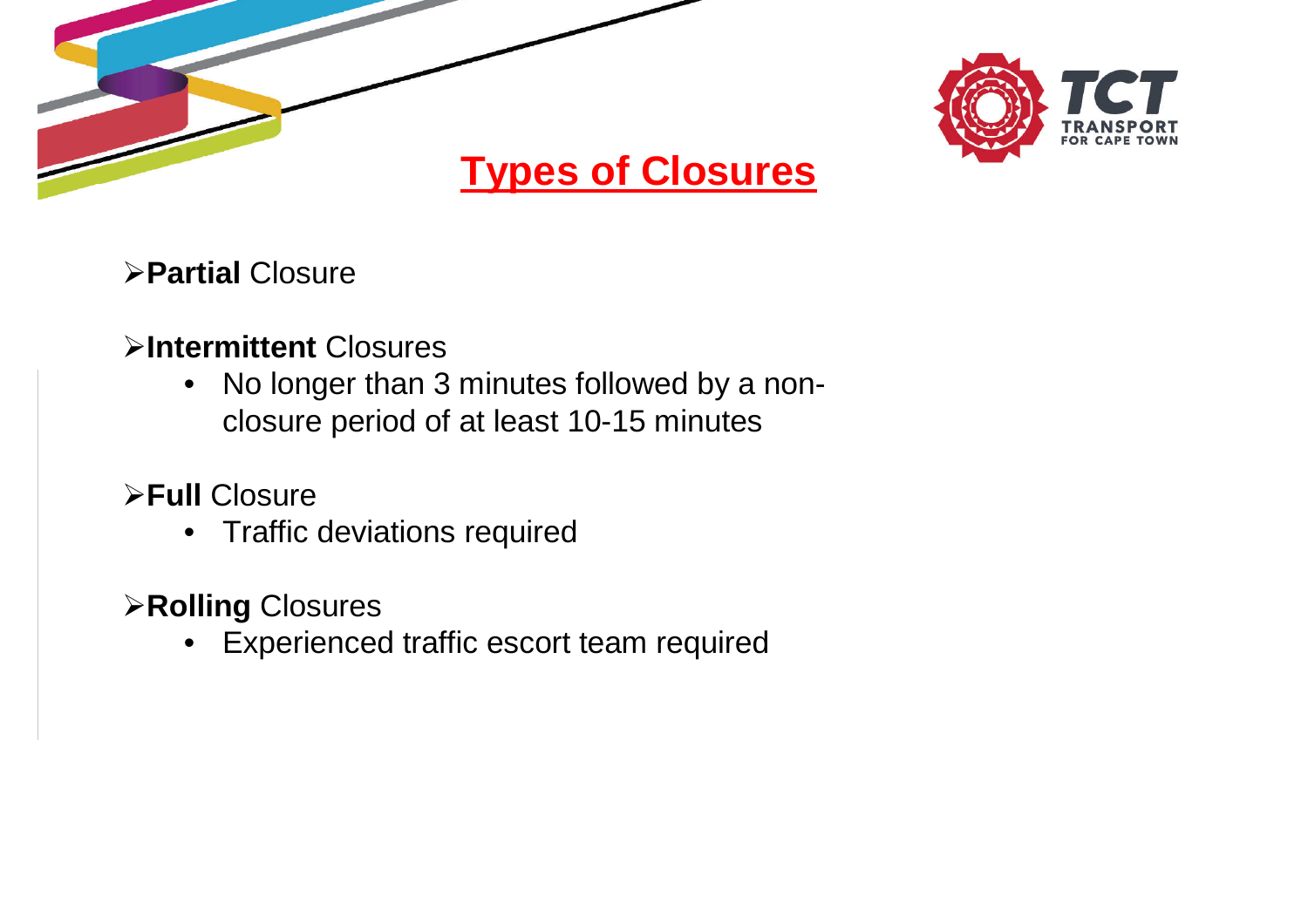# Types of Closures

- **Partial** Closure
- **Intermittent** Closures
  - No longer than 3 minutes followed by a non-closure period of at least 10-15 minutes
- **Full** Closure
  - Traffic deviations required
- **Rolling** Closures
  - Experienced traffic escort team required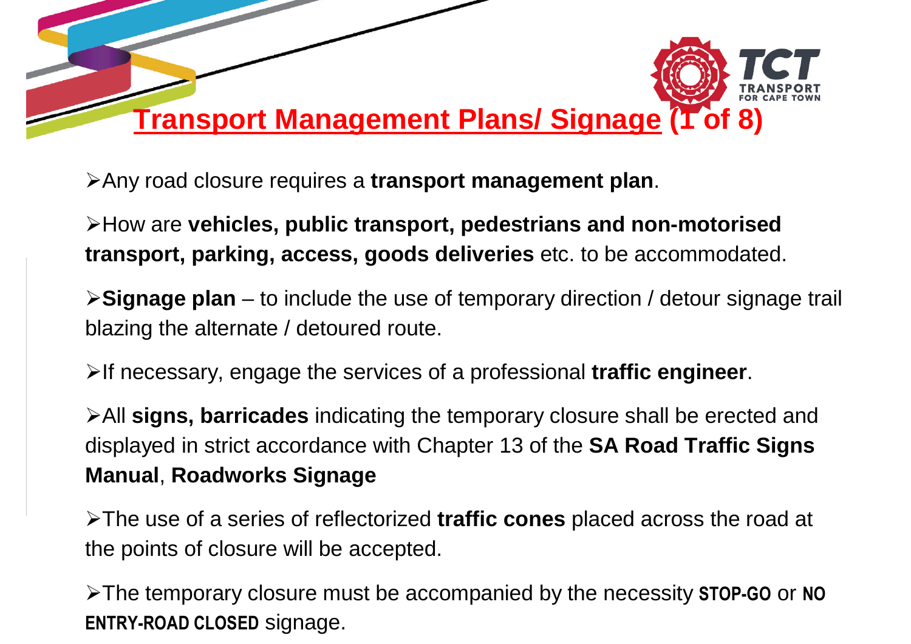# Transport Management Plans/ Signage (1 of 8)

- Any road closure requires a **transport management plan**.
- How are **vehicles, public transport, pedestrians and non-motorised transport, parking, access, goods deliveries** etc. to be accommodated.
- **Signage plan** – to include the use of temporary direction / detour signage trail blazing the alternate / detoured route.
- If necessary, engage the services of a professional **traffic engineer**.
- All **signs, barricades** indicating the temporary closure shall be erected and displayed in strict accordance with Chapter 13 of the **SA Road Traffic Signs Manual**, **Roadworks Signage**
- The use of a series of reflectorized **traffic cones** placed across the road at the points of closure will be accepted.
- The temporary closure must be accompanied by the necessity **STOP-GO** or **NO ENTRY-ROAD CLOSED** signage.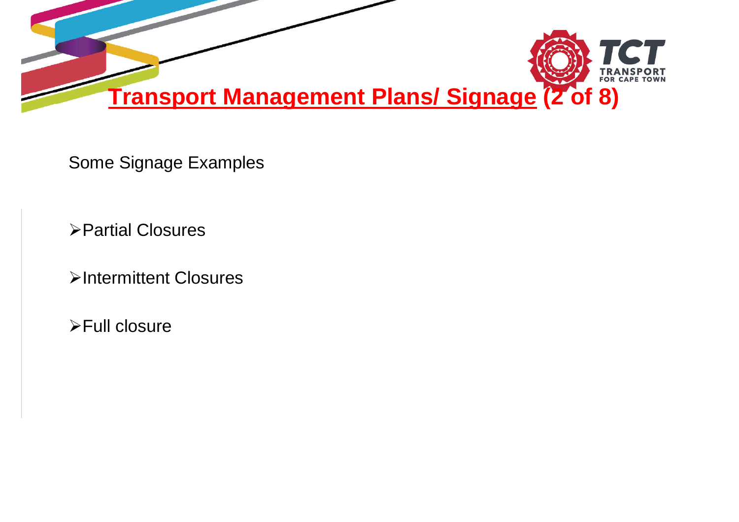# Transport Management Plans/ Signage (2 of 8)

Some Signage Examples

- Partial Closures
- Intermittent Closures
- Full closure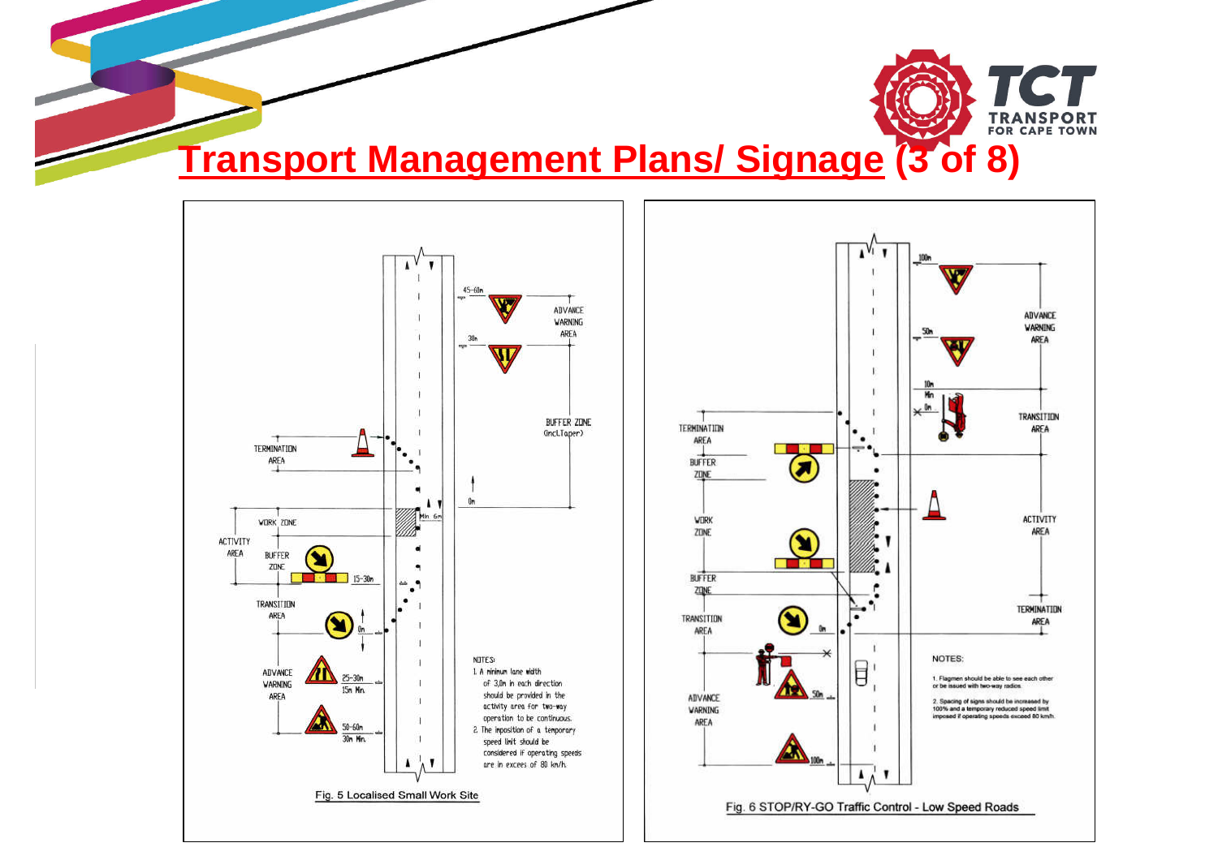# Transport Management Plans/ Signage (3 of 8)

ADVANCE WARNING AREA

BUFFER ZONE (Incl.Taper)

TERMINATION AREA

WORK ZONE

ACTIVITY AREA

BUFFER ZONE

TRANSITION AREA

ADVANCE WARNING AREA

45-60m

30m

0m

Min 6m

15-30m

0m

25-30m
15m Min.

50-60m
30m Min.

NOTES:

1. A minimum lane width of 3,0m in each direction should be provided in the activity area for two-way operation to be continuous.
2. The imposition of a temporary speed limit should be considered if operating speeds are in excess of 80 km/h.

Fig. 5 Localised Small Work Site

100m

50m

10m Min

0m

ADVANCE WARNING AREA

TRANSITION AREA

ACTIVITY AREA

TERMINATION AREA

TERMINATION AREA

BUFFER ZONE

WORK ZONE

BUFFER ZONE

TRANSITION AREA

0m

50m

100m

ADVANCE WARNING AREA

NOTES:

1. Flagmen should be able to see each other or be issued with two-way radios.
2. Spacing of signs should be increased by 100% and a temporary reduced speed limit imposed if operating speeds exceed 80 km/h.

Fig. 6 STOP/RY-GO Traffic Control - Low Speed Roads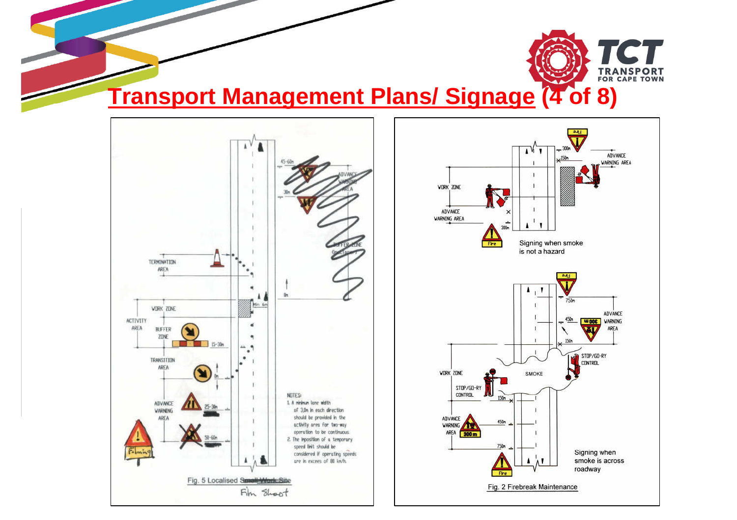# Transport Management Plans/ Signage (4 of 8)

TERMINATION AREA

ACTIVITY AREA

WORK ZONE

BUFFER ZONE

TRANSITION AREA

ADVANCE WARNING AREA

ADVANCE WARNING AREA

BUFFER ZONE (optional)

45-60m

30m

0m

Min 6m

15-30m

0m

25-30m

50-60m

Filming

NOTES:

1. A minimum lane width of 3,0m in each direction should be provided in the activity area for two-way operation to be continuous.
2. The imposition of a temporary speed limit should be considered if operating speeds are in excess of 80 km/h.

Fig. 5 Localised ~~Small Work Site~~ Film Shoot

Fire

300m

150m

ADVANCE WARNING AREA

WORK ZONE

ADVANCE WARNING AREA

300m

Fire

Signing when smoke is not a hazard

Fire

750m

450m

300m

ADVANCE WARNING AREA

150m

STOP/GO-RY CONTROL

WORK ZONE

SMOKE

STOP/GO-RY CONTROL

150m

ADVANCE WARNING AREA

450m

300 m

750m

Fire

Signing when smoke is across roadway

Fig. 2 Firebreak Maintenance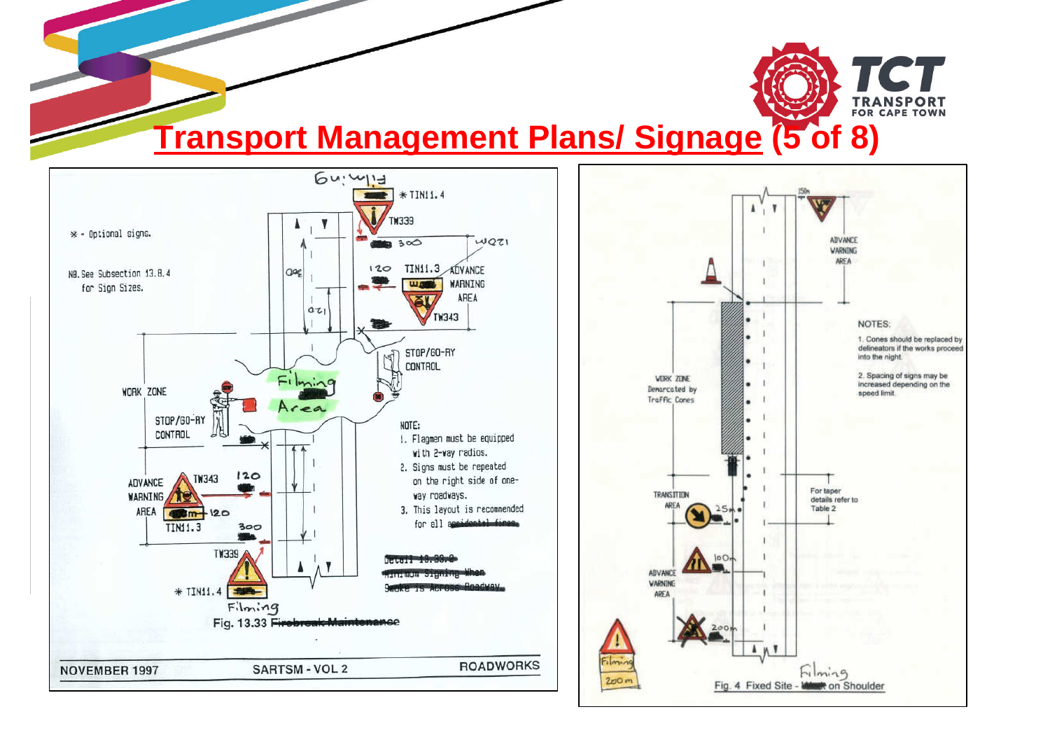# Transport Management Plans/ Signage (5 of 8)

✱ = Optional signs.

NB. See Subsection 13.8.4 for Sign Sizes.

✱ TIN11.4

TW339

300

TIN11.3 ADVANCE WARNING AREA

TW343

120

STOP/GO-RY CONTROL

Filming Area

WORK ZONE

STOP/GO-RY CONTROL

NOTE:

1. Flagmen must be equipped with 2-way radios.
2. Signs must be repeated on the right side of one-way roadways.
3. This layout is recommended for all

ADVANCE WARNING AREA TW343 120

TIN11.3 120

300

TW339

✱ TIN11.4

Filming

Fig. 13.33

NOVEMBER 1997 SARTSM - VOL 2 ROADWORKS

150m

ADVANCE WARNING AREA

NOTES:

1. Cones should be replaced by delineators if the works proceed into the night.
2. Spacing of signs may be increased depending on the speed limit.

WORK ZONE Demarcated by Traffic Cones

TRANSITION AREA 25m

For taper details refer to Table 2

ADVANCE WARNING AREA 100m

200m

Filming 200m

Filming

Fig. 4 Fixed Site - on Shoulder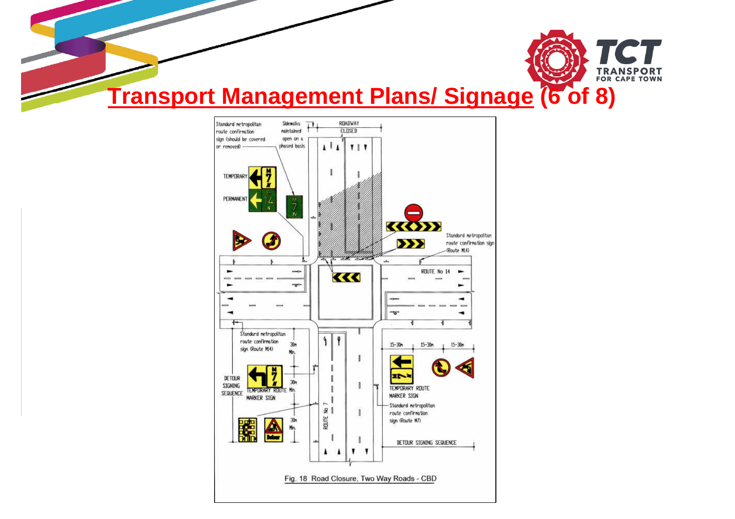# Transport Management Plans/ Signage (6 of 8)

Standard metropolitan route confirmation sign (should be covered or removed)

Sidewalks maintained open on a phased basis

ROADWAY CLOSED

TEMPORARY

PERMANENT

Standard metropolitan route confirmation sign (Route M14)

ROUTE No 14

Standard metropolitan route confirmation sign (Route M14)

30m Min.

30m Min.

30m Min.

DETOUR SIGNING SEQUENCE

TEMPORARY ROUTE MARKER SIGN

15-30m 15-30m 15-30m

TEMPORARY ROUTE MARKER SIGN

Standard metropolitan route confirmation sign (Route M7)

ROUTE No 7

DETOUR SIGNING SEQUENCE

Fig. 18 Road Closure, Two Way Roads - CBD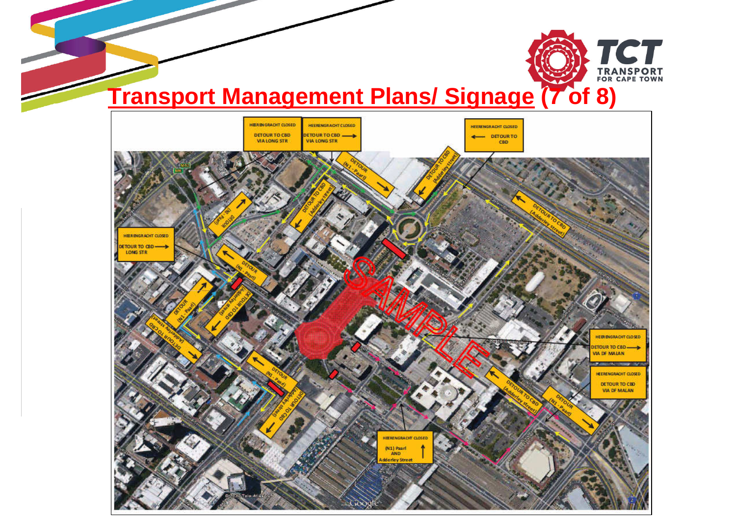# Transport Management Plans/ Signage (7 of 8)

HEERENGRACHT CLOSED
DETOUR TO CBD
VIA LONG STR

HEERENGRACHT CLOSED
DETOUR TO CBD ⟶
VIA LONG STR

HEERENGRACHT CLOSED
⟵ DETOUR TO CBD

HEERENGRACHT CLOSED
DETOUR TO CBD ⟶
LONG STR

HEERENGRACHT CLOSED
DETOUR TO CBD ⟶
VIA DF MALAN

HEERENGRACHT CLOSED
DETOUR TO CBD
VIA DF MALAN

HEERENGRACHT CLOSED
(N1) Paarl
AND
Adderley Street

DETOUR (N1 - Paarl)

DETOUR TO CBD (Adderley street)

SAMPLE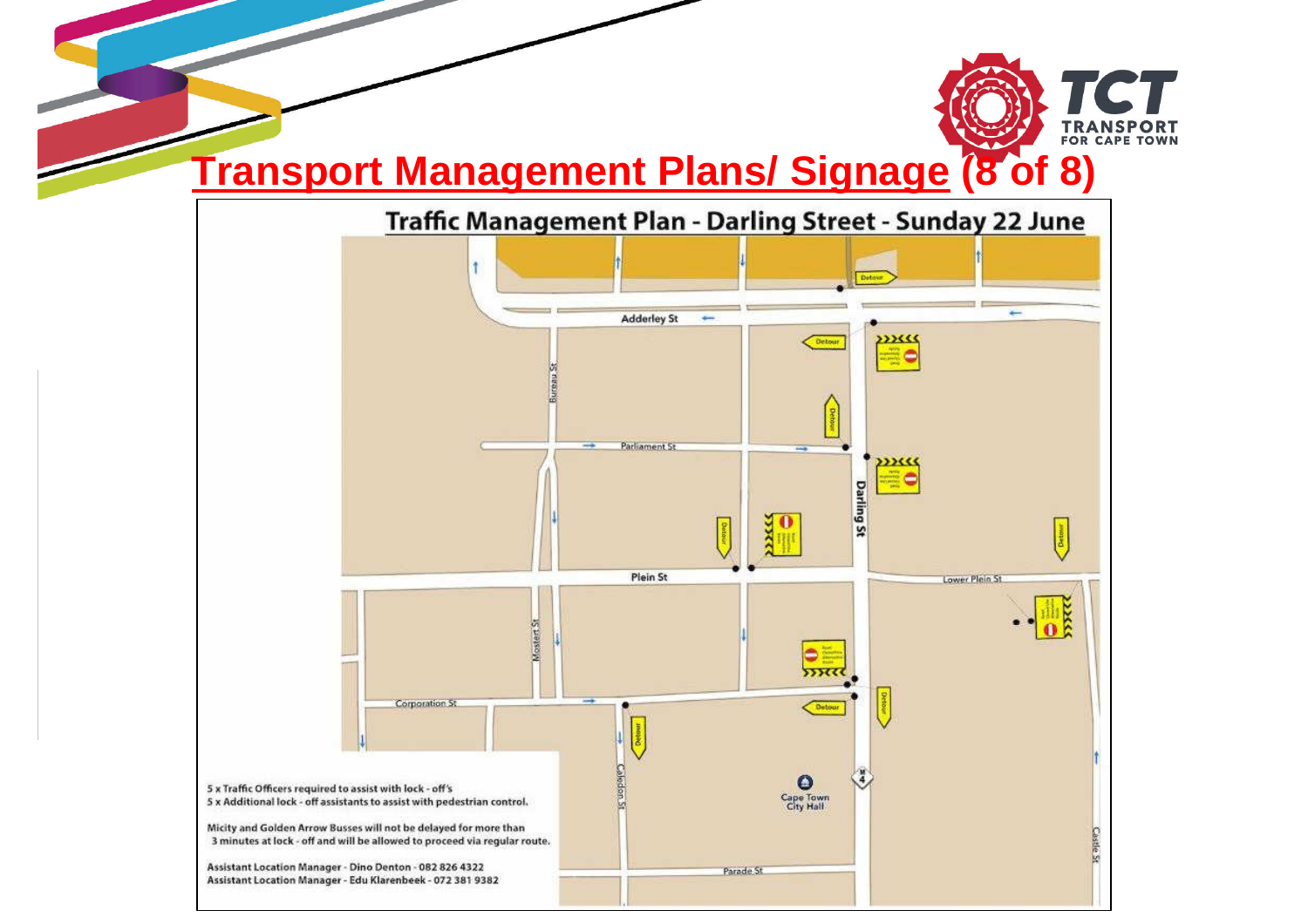# Transport Management Plans/ Signage (8 of 8)

## Traffic Management Plan - Darling Street - Sunday 22 June

Adderley St

Bureau St

Parliament St

Darling St

Plein St

Lower Plein St

Mostert St

Corporation St

Caledon St

Cape Town City Hall

Parade St

Castle St

Detour

5 x Traffic Officers required to assist with lock - off's
5 x Additional lock - off assistants to assist with pedestrian control.

Micity and Golden Arrow Busses will not be delayed for more than 3 minutes at lock - off and will be allowed to proceed via regular route.

Assistant Location Manager - Dino Denton - 082 826 4322
Assistant Location Manager - Edu Klarenbeek - 072 381 9382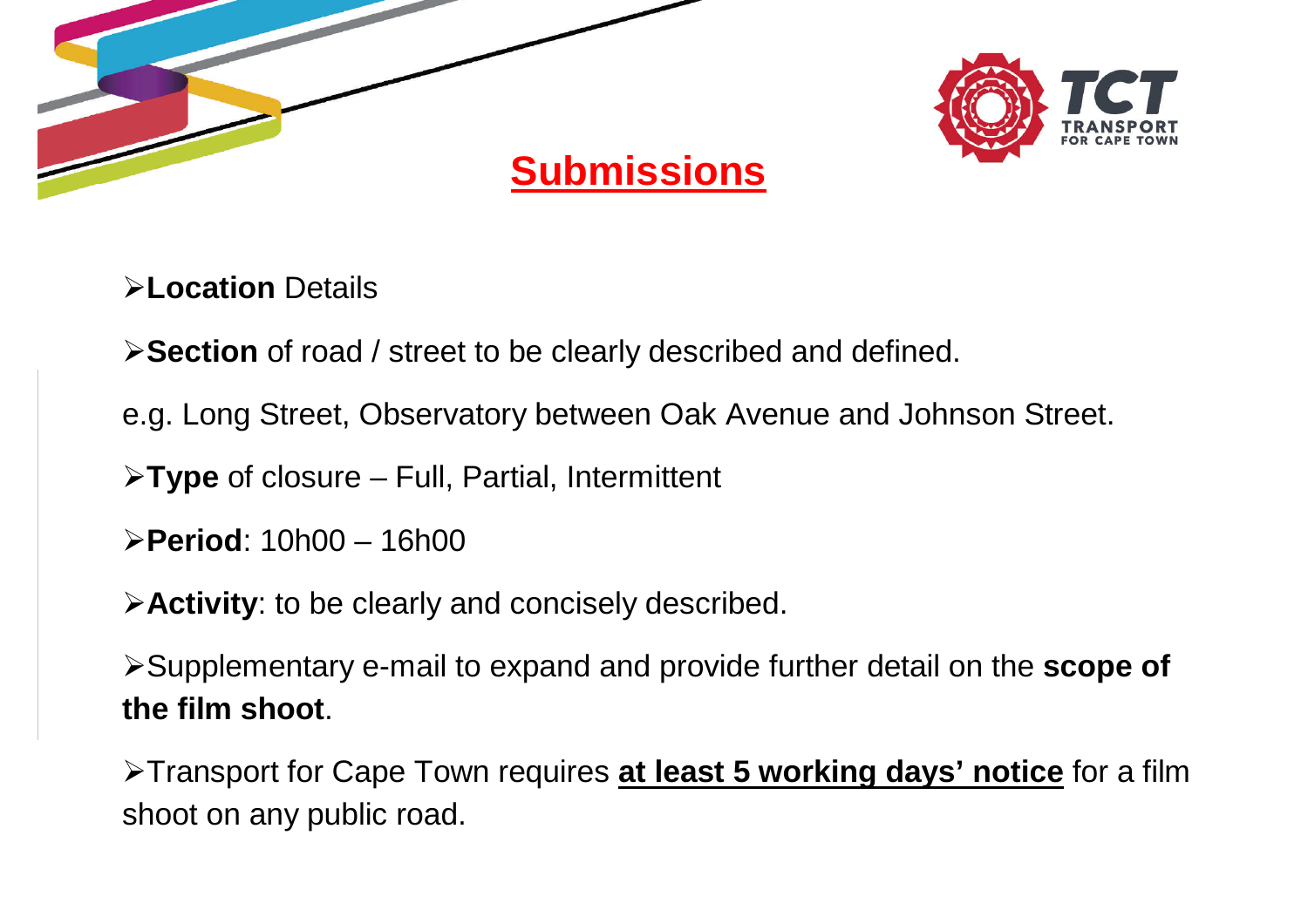# Submissions

- **Location** Details
- **Section** of road / street to be clearly described and defined.

  e.g. Long Street, Observatory between Oak Avenue and Johnson Street.

- **Type** of closure – Full, Partial, Intermittent
- **Period**: 10h00 – 16h00
- **Activity**: to be clearly and concisely described.
- Supplementary e-mail to expand and provide further detail on the **scope of the film shoot**.
- Transport for Cape Town requires **at least 5 working days' notice** for a film shoot on any public road.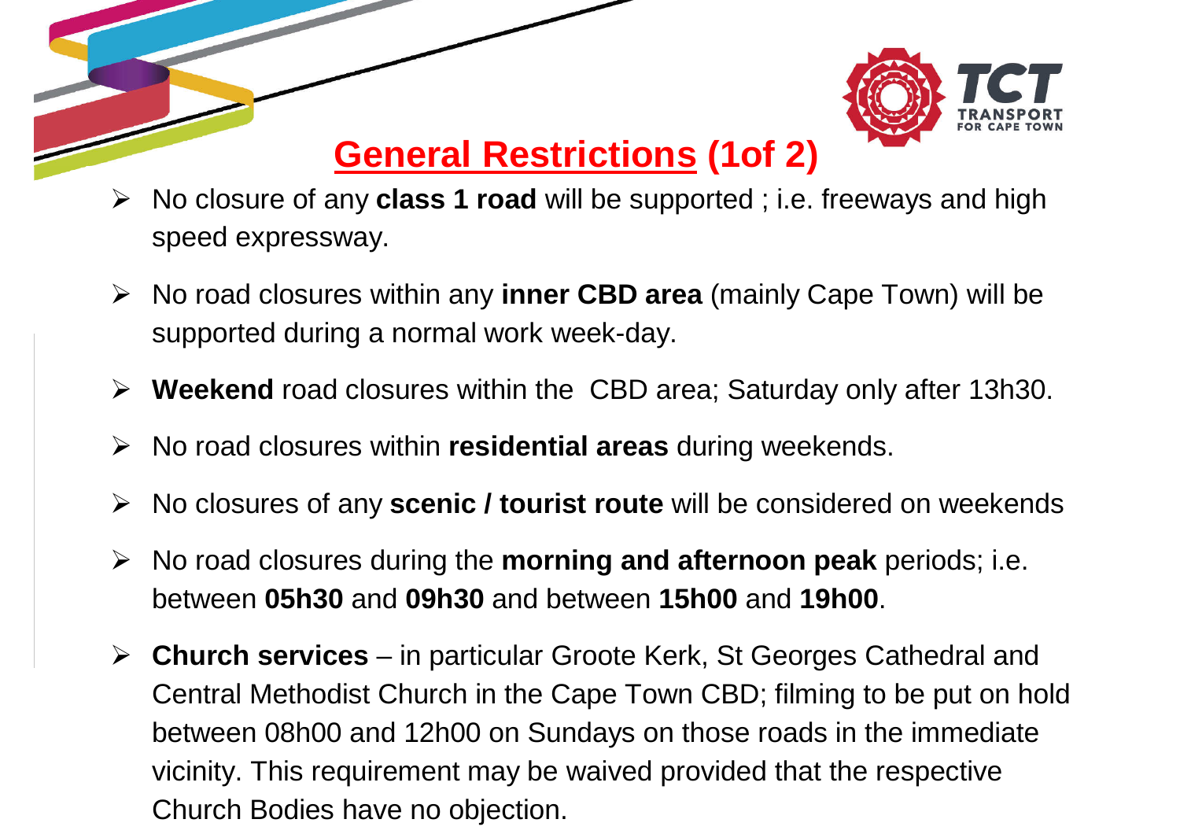## General Restrictions (1of 2)

- No closure of any **class 1 road** will be supported ; i.e. freeways and high speed expressway.
- No road closures within any **inner CBD area** (mainly Cape Town) will be supported during a normal work week-day.
- **Weekend** road closures within the CBD area; Saturday only after 13h30.
- No road closures within **residential areas** during weekends.
- No closures of any **scenic / tourist route** will be considered on weekends
- No road closures during the **morning and afternoon peak** periods; i.e. between **05h30** and **09h30** and between **15h00** and **19h00**.
- **Church services** – in particular Groote Kerk, St Georges Cathedral and Central Methodist Church in the Cape Town CBD; filming to be put on hold between 08h00 and 12h00 on Sundays on those roads in the immediate vicinity. This requirement may be waived provided that the respective Church Bodies have no objection.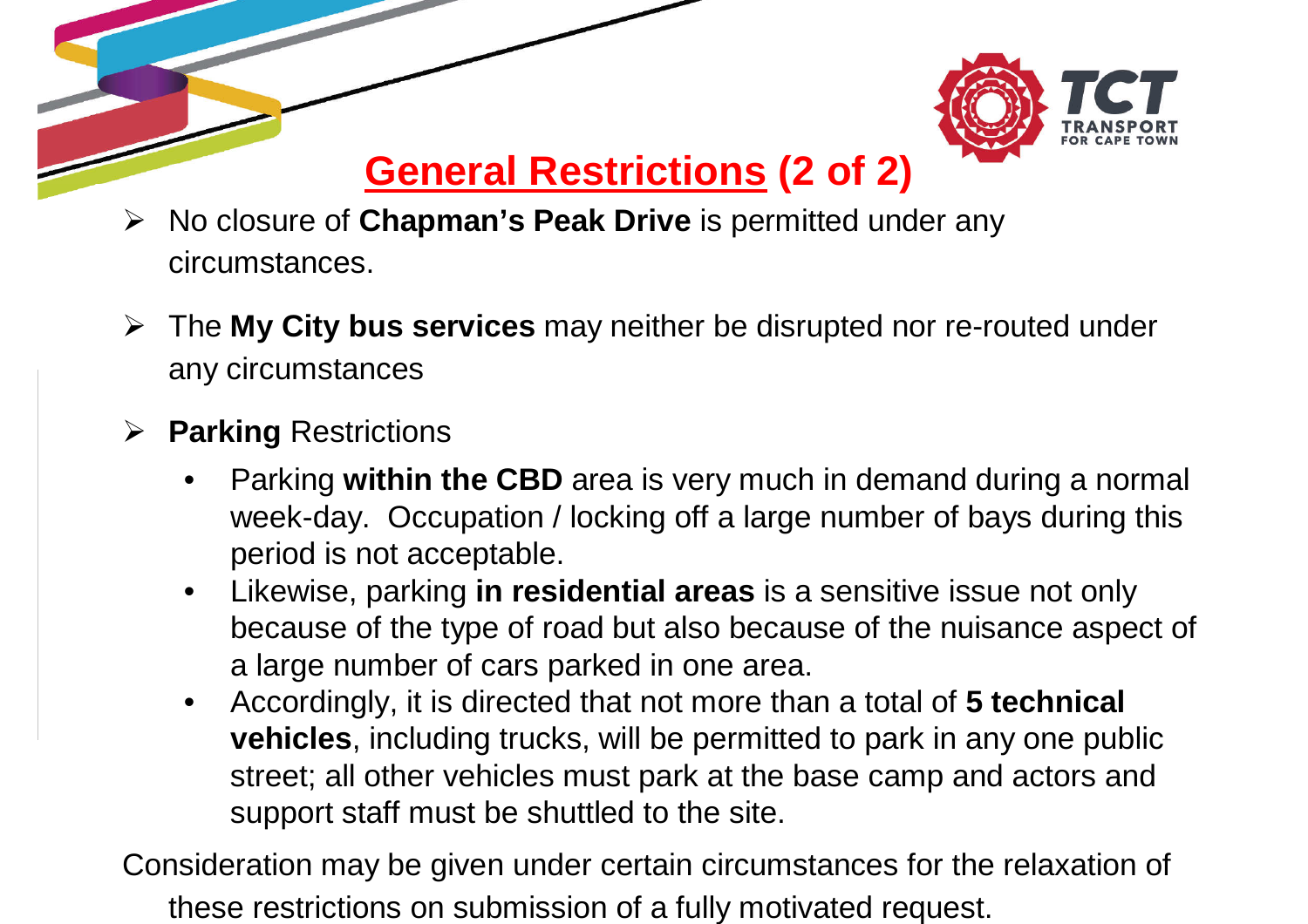# General Restrictions (2 of 2)

- No closure of **Chapman's Peak Drive** is permitted under any circumstances.
- The **My City bus services** may neither be disrupted nor re-routed under any circumstances
- **Parking** Restrictions
  - Parking **within the CBD** area is very much in demand during a normal week-day. Occupation / locking off a large number of bays during this period is not acceptable.
  - Likewise, parking **in residential areas** is a sensitive issue not only because of the type of road but also because of the nuisance aspect of a large number of cars parked in one area.
  - Accordingly, it is directed that not more than a total of **5 technical vehicles**, including trucks, will be permitted to park in any one public street; all other vehicles must park at the base camp and actors and support staff must be shuttled to the site.

Consideration may be given under certain circumstances for the relaxation of these restrictions on submission of a fully motivated request.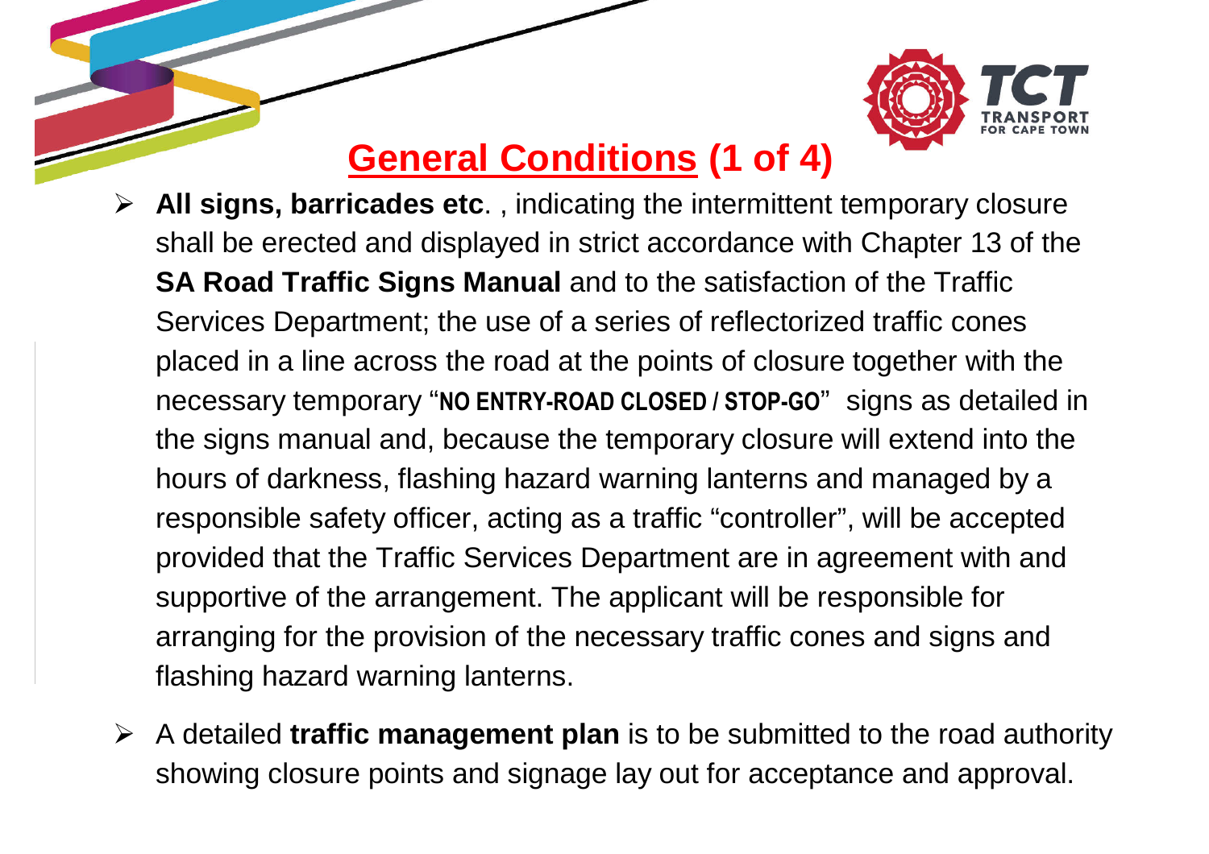# General Conditions (1 of 4)

- **All signs, barricades etc**. , indicating the intermittent temporary closure shall be erected and displayed in strict accordance with Chapter 13 of the **SA Road Traffic Signs Manual** and to the satisfaction of the Traffic Services Department; the use of a series of reflectorized traffic cones placed in a line across the road at the points of closure together with the necessary temporary "**NO ENTRY-ROAD CLOSED / STOP-GO**" signs as detailed in the signs manual and, because the temporary closure will extend into the hours of darkness, flashing hazard warning lanterns and managed by a responsible safety officer, acting as a traffic "controller", will be accepted provided that the Traffic Services Department are in agreement with and supportive of the arrangement. The applicant will be responsible for arranging for the provision of the necessary traffic cones and signs and flashing hazard warning lanterns.
- A detailed **traffic management plan** is to be submitted to the road authority showing closure points and signage lay out for acceptance and approval.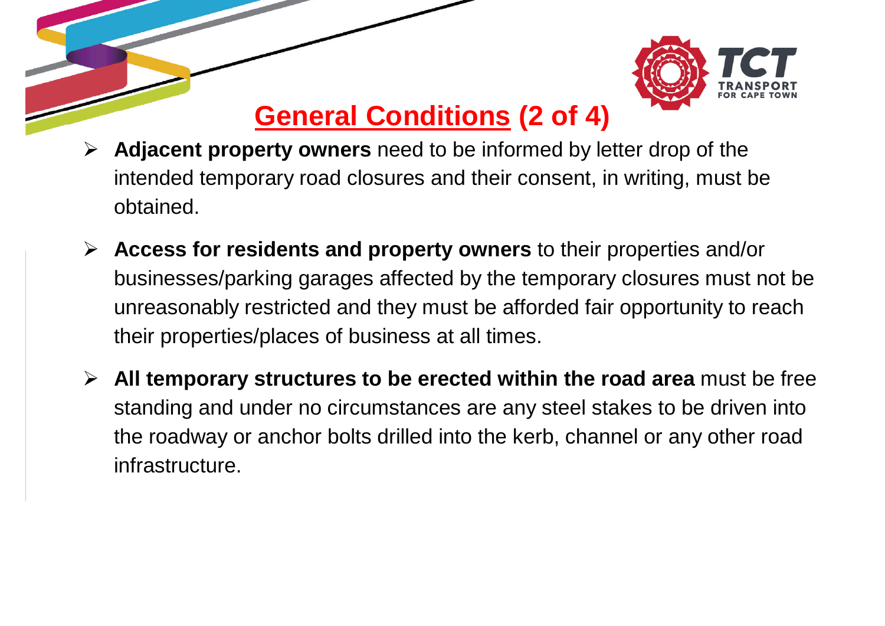## General Conditions (2 of 4)

- **Adjacent property owners** need to be informed by letter drop of the intended temporary road closures and their consent, in writing, must be obtained.
- **Access for residents and property owners** to their properties and/or businesses/parking garages affected by the temporary closures must not be unreasonably restricted and they must be afforded fair opportunity to reach their properties/places of business at all times.
- **All temporary structures to be erected within the road area** must be free standing and under no circumstances are any steel stakes to be driven into the roadway or anchor bolts drilled into the kerb, channel or any other road infrastructure.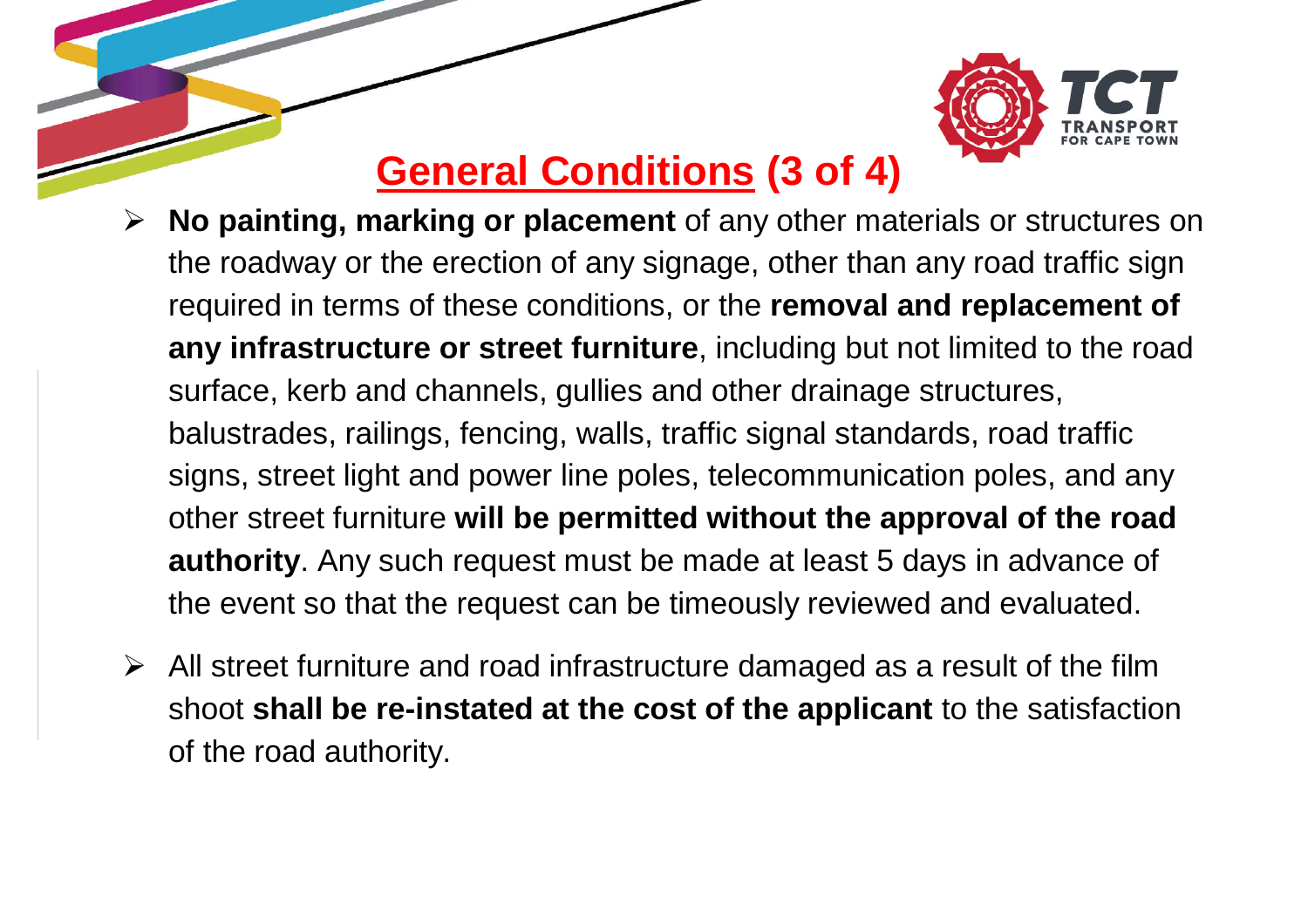# General Conditions (3 of 4)

- **No painting, marking or placement** of any other materials or structures on the roadway or the erection of any signage, other than any road traffic sign required in terms of these conditions, or the **removal and replacement of any infrastructure or street furniture**, including but not limited to the road surface, kerb and channels, gullies and other drainage structures, balustrades, railings, fencing, walls, traffic signal standards, road traffic signs, street light and power line poles, telecommunication poles, and any other street furniture **will be permitted without the approval of the road authority**. Any such request must be made at least 5 days in advance of the event so that the request can be timeously reviewed and evaluated.

- All street furniture and road infrastructure damaged as a result of the film shoot **shall be re-instated at the cost of the applicant** to the satisfaction of the road authority.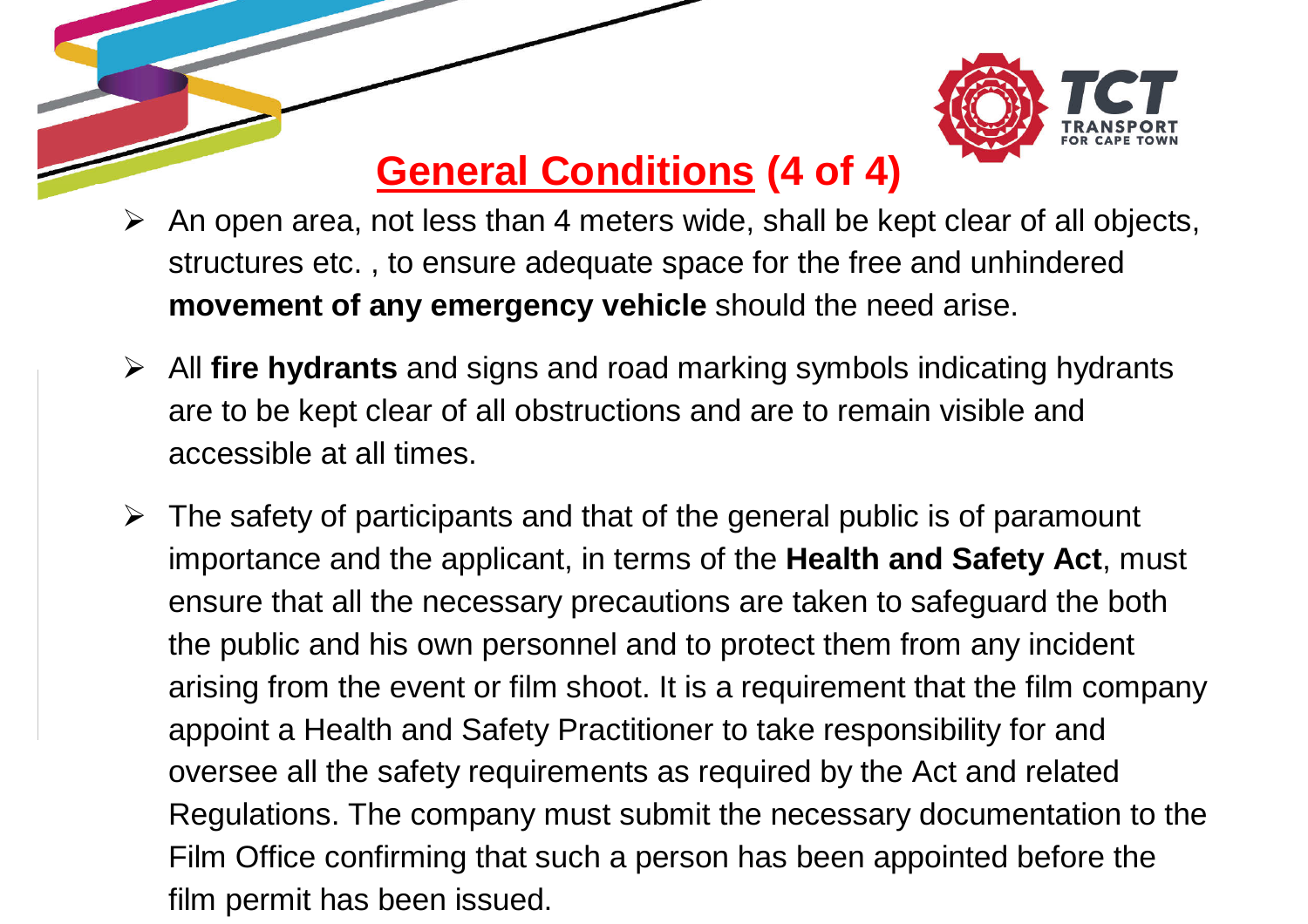## General Conditions (4 of 4)

- An open area, not less than 4 meters wide, shall be kept clear of all objects, structures etc. , to ensure adequate space for the free and unhindered **movement of any emergency vehicle** should the need arise.
- All **fire hydrants** and signs and road marking symbols indicating hydrants are to be kept clear of all obstructions and are to remain visible and accessible at all times.
- The safety of participants and that of the general public is of paramount importance and the applicant, in terms of the **Health and Safety Act**, must ensure that all the necessary precautions are taken to safeguard the both the public and his own personnel and to protect them from any incident arising from the event or film shoot. It is a requirement that the film company appoint a Health and Safety Practitioner to take responsibility for and oversee all the safety requirements as required by the Act and related Regulations. The company must submit the necessary documentation to the Film Office confirming that such a person has been appointed before the film permit has been issued.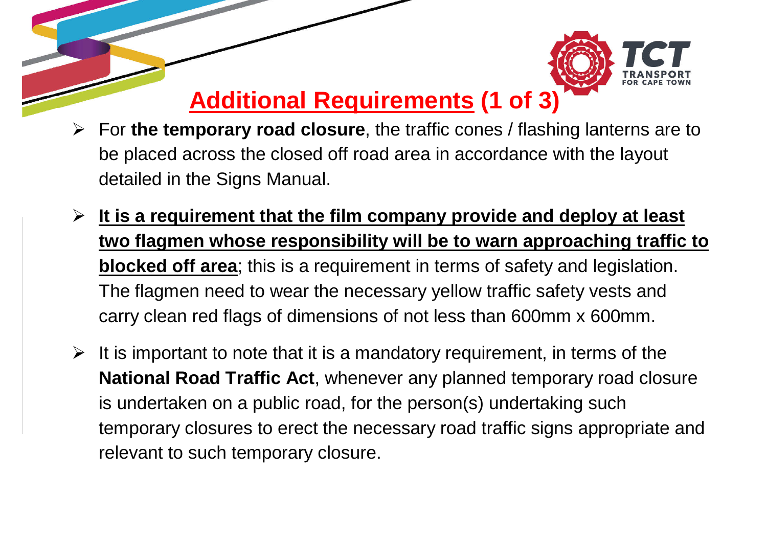## Additional Requirements (1 of 3)

- For **the temporary road closure**, the traffic cones / flashing lanterns are to be placed across the closed off road area in accordance with the layout detailed in the Signs Manual.
- **It is a requirement that the film company provide and deploy at least two flagmen whose responsibility will be to warn approaching traffic to blocked off area**; this is a requirement in terms of safety and legislation. The flagmen need to wear the necessary yellow traffic safety vests and carry clean red flags of dimensions of not less than 600mm x 600mm.
- It is important to note that it is a mandatory requirement, in terms of the **National Road Traffic Act**, whenever any planned temporary road closure is undertaken on a public road, for the person(s) undertaking such temporary closures to erect the necessary road traffic signs appropriate and relevant to such temporary closure.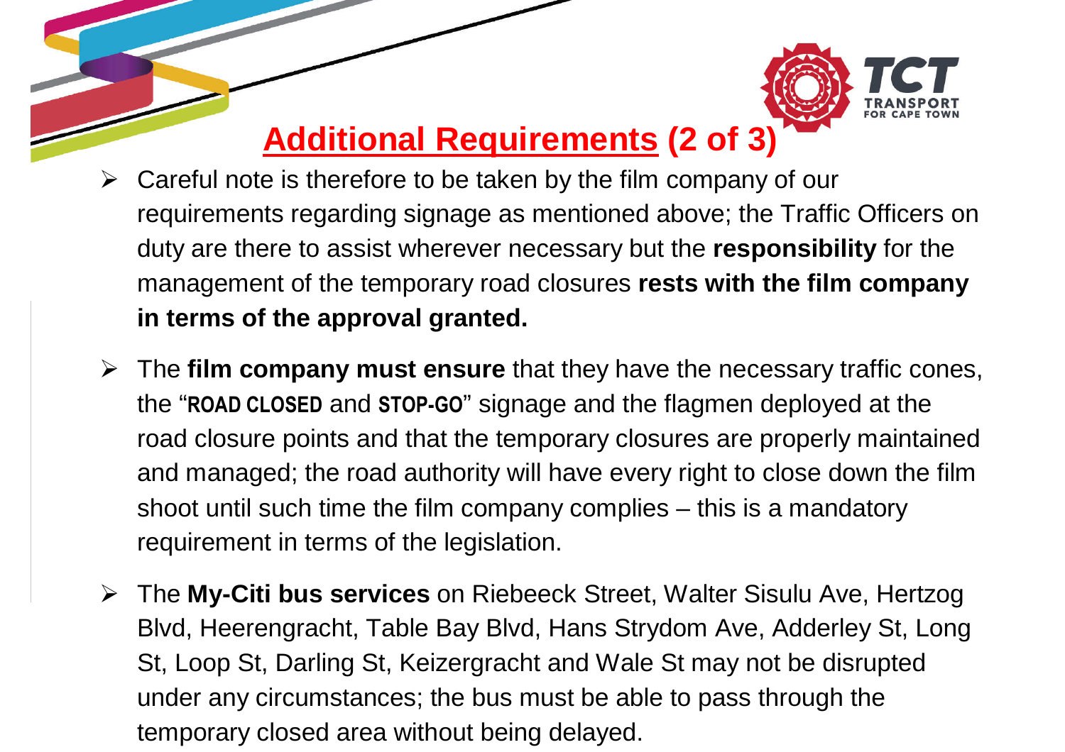## Additional Requirements (2 of 3)

- Careful note is therefore to be taken by the film company of our requirements regarding signage as mentioned above; the Traffic Officers on duty are there to assist wherever necessary but the **responsibility** for the management of the temporary road closures **rests with the film company in terms of the approval granted.**

- The **film company must ensure** that they have the necessary traffic cones, the "**ROAD CLOSED** and **STOP-GO**" signage and the flagmen deployed at the road closure points and that the temporary closures are properly maintained and managed; the road authority will have every right to close down the film shoot until such time the film company complies – this is a mandatory requirement in terms of the legislation.

- The **My-Citi bus services** on Riebeeck Street, Walter Sisulu Ave, Hertzog Blvd, Heerengracht, Table Bay Blvd, Hans Strydom Ave, Adderley St, Long St, Loop St, Darling St, Keizergracht and Wale St may not be disrupted under any circumstances; the bus must be able to pass through the temporary closed area without being delayed.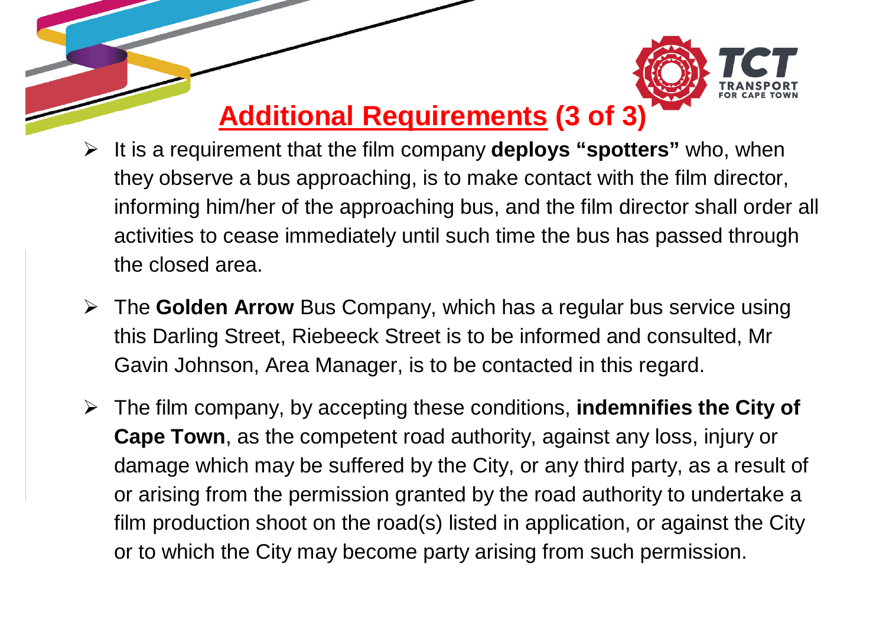## Additional Requirements (3 of 3)

- It is a requirement that the film company **deploys "spotters"** who, when they observe a bus approaching, is to make contact with the film director, informing him/her of the approaching bus, and the film director shall order all activities to cease immediately until such time the bus has passed through the closed area.
- The **Golden Arrow** Bus Company, which has a regular bus service using this Darling Street, Riebeeck Street is to be informed and consulted, Mr Gavin Johnson, Area Manager, is to be contacted in this regard.
- The film company, by accepting these conditions, **indemnifies the City of Cape Town**, as the competent road authority, against any loss, injury or damage which may be suffered by the City, or any third party, as a result of or arising from the permission granted by the road authority to undertake a film production shoot on the road(s) listed in application, or against the City or to which the City may become party arising from such permission.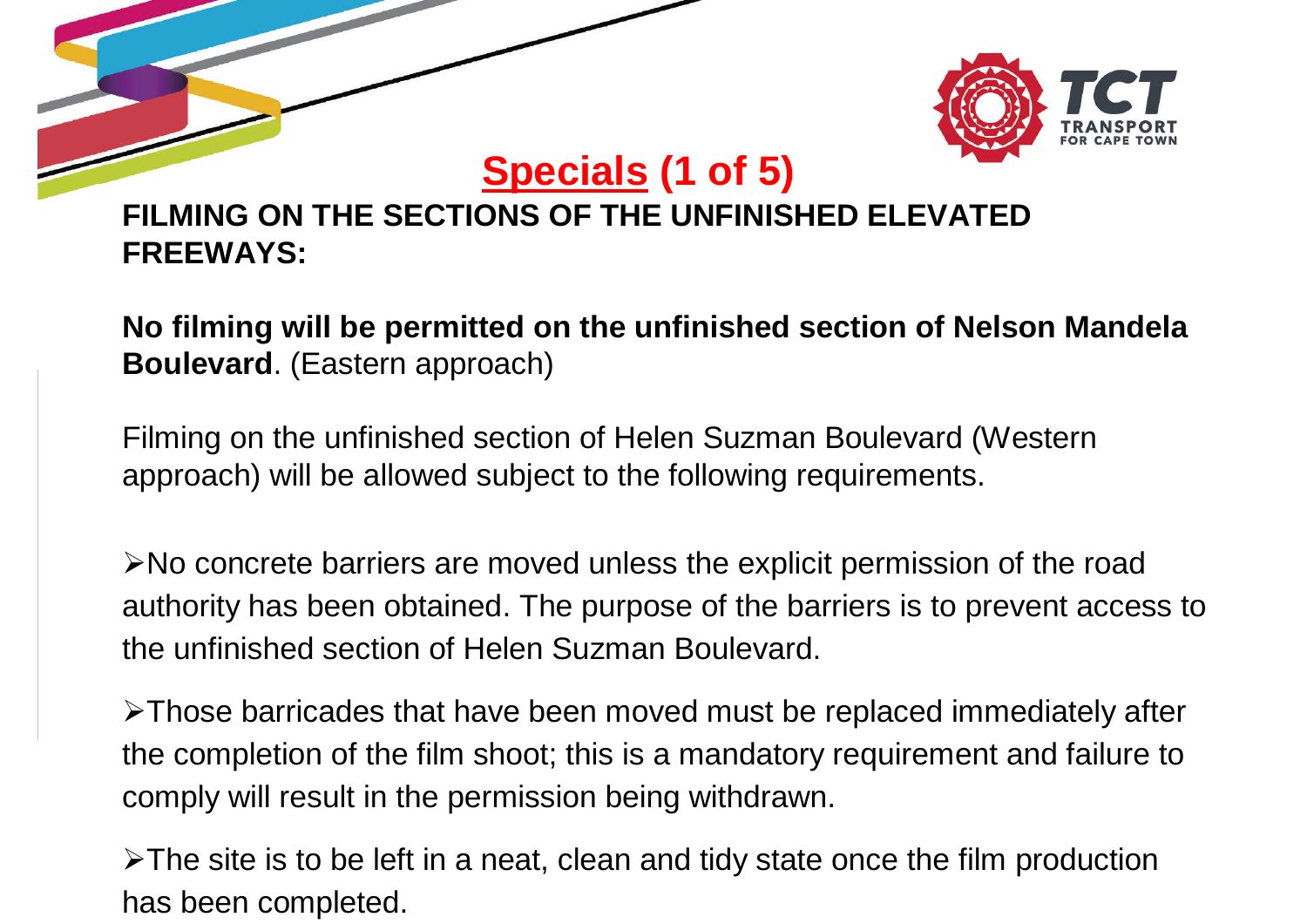## Specials (1 of 5)

**FILMING ON THE SECTIONS OF THE UNFINISHED ELEVATED FREEWAYS:**

**No filming will be permitted on the unfinished section of Nelson Mandela Boulevard**. (Eastern approach)

Filming on the unfinished section of Helen Suzman Boulevard (Western approach) will be allowed subject to the following requirements.

- No concrete barriers are moved unless the explicit permission of the road authority has been obtained. The purpose of the barriers is to prevent access to the unfinished section of Helen Suzman Boulevard.
- Those barricades that have been moved must be replaced immediately after the completion of the film shoot; this is a mandatory requirement and failure to comply will result in the permission being withdrawn.
- The site is to be left in a neat, clean and tidy state once the film production has been completed.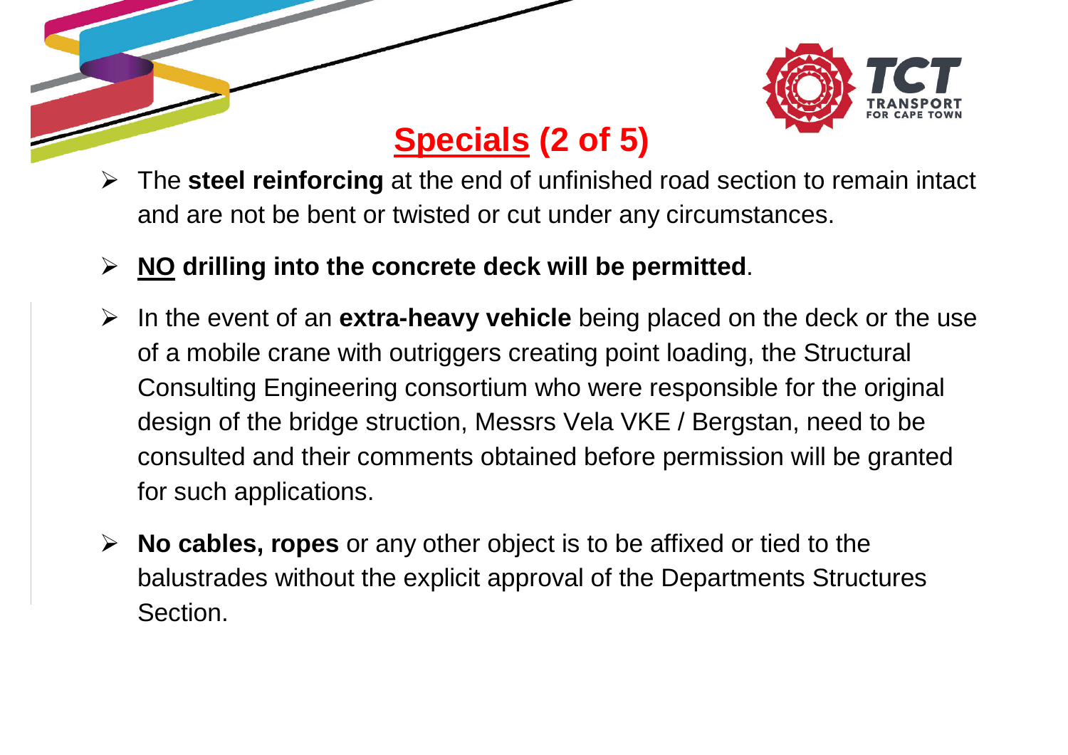# Specials (2 of 5)

- The **steel reinforcing** at the end of unfinished road section to remain intact and are not be bent or twisted or cut under any circumstances.
- **NO drilling into the concrete deck will be permitted**.
- In the event of an **extra-heavy vehicle** being placed on the deck or the use of a mobile crane with outriggers creating point loading, the Structural Consulting Engineering consortium who were responsible for the original design of the bridge struction, Messrs Vela VKE / Bergstan, need to be consulted and their comments obtained before permission will be granted for such applications.
- **No cables, ropes** or any other object is to be affixed or tied to the balustrades without the explicit approval of the Departments Structures Section.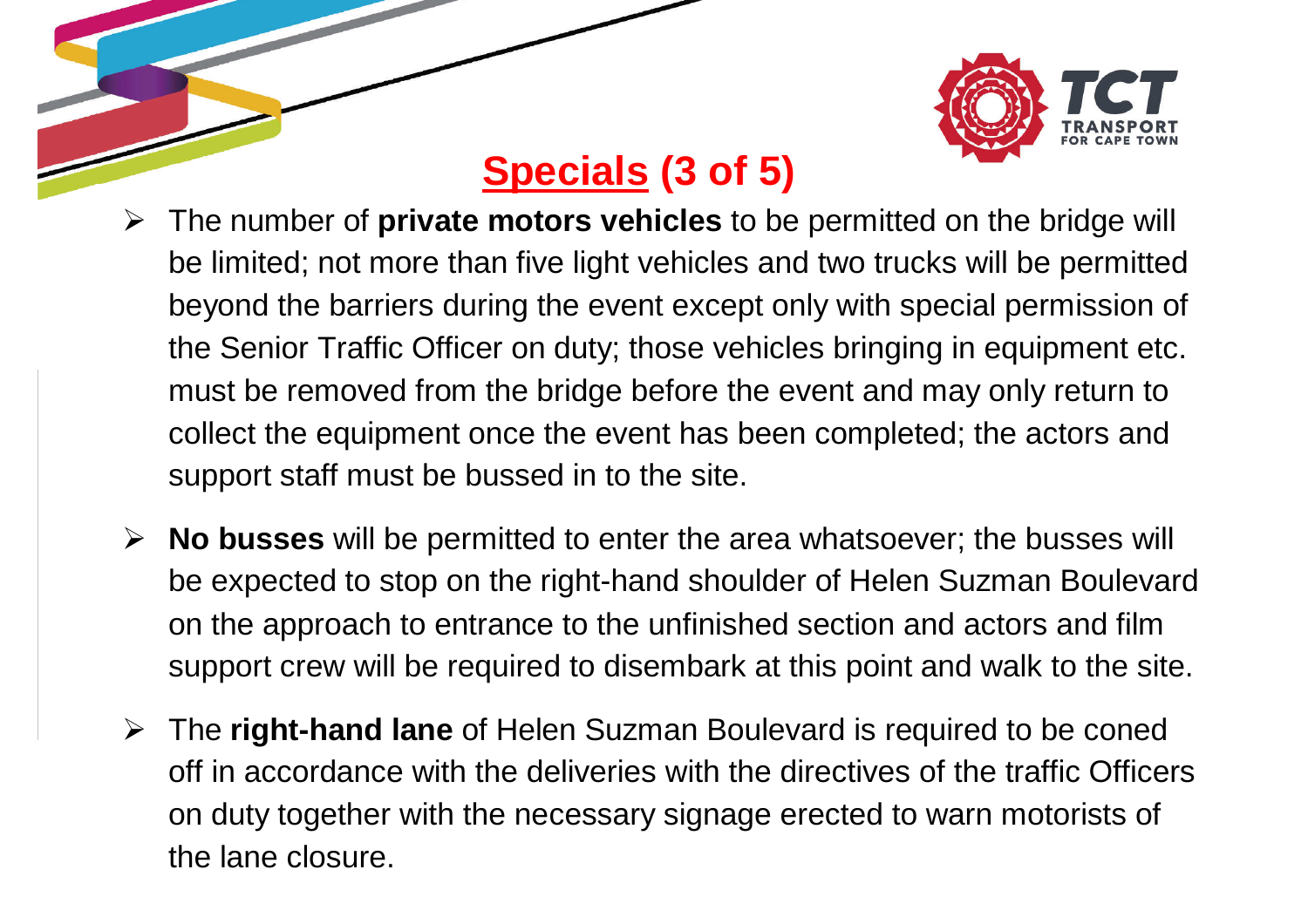# Specials (3 of 5)

- The number of **private motors vehicles** to be permitted on the bridge will be limited; not more than five light vehicles and two trucks will be permitted beyond the barriers during the event except only with special permission of the Senior Traffic Officer on duty; those vehicles bringing in equipment etc. must be removed from the bridge before the event and may only return to collect the equipment once the event has been completed; the actors and support staff must be bussed in to the site.

- **No busses** will be permitted to enter the area whatsoever; the busses will be expected to stop on the right-hand shoulder of Helen Suzman Boulevard on the approach to entrance to the unfinished section and actors and film support crew will be required to disembark at this point and walk to the site.

- The **right-hand lane** of Helen Suzman Boulevard is required to be coned off in accordance with the deliveries with the directives of the traffic Officers on duty together with the necessary signage erected to warn motorists of the lane closure.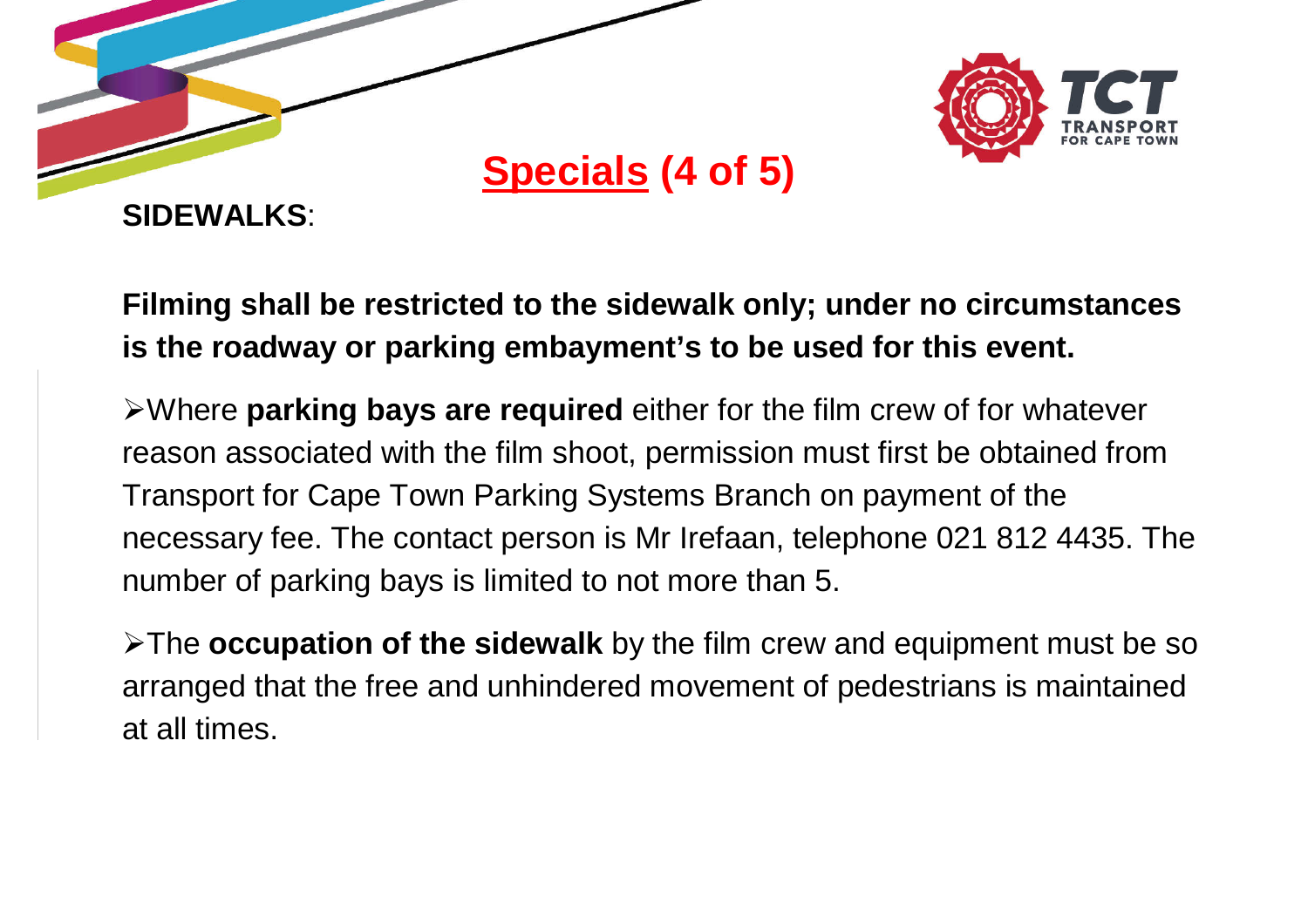# Specials (4 of 5)

**SIDEWALKS**:

**Filming shall be restricted to the sidewalk only; under no circumstances is the roadway or parking embayment's to be used for this event.**

- Where **parking bays are required** either for the film crew of for whatever reason associated with the film shoot, permission must first be obtained from Transport for Cape Town Parking Systems Branch on payment of the necessary fee. The contact person is Mr Irefaan, telephone 021 812 4435. The number of parking bays is limited to not more than 5.
- The **occupation of the sidewalk** by the film crew and equipment must be so arranged that the free and unhindered movement of pedestrians is maintained at all times.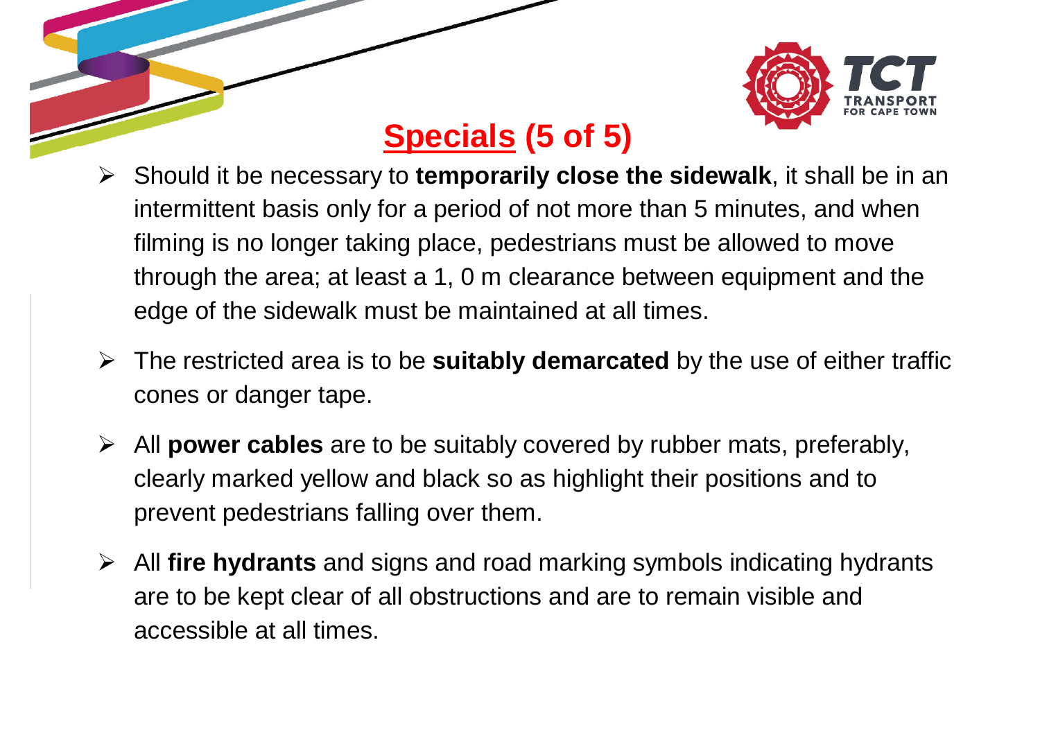## Specials (5 of 5)

- Should it be necessary to **temporarily close the sidewalk**, it shall be in an intermittent basis only for a period of not more than 5 minutes, and when filming is no longer taking place, pedestrians must be allowed to move through the area; at least a 1, 0 m clearance between equipment and the edge of the sidewalk must be maintained at all times.
- The restricted area is to be **suitably demarcated** by the use of either traffic cones or danger tape.
- All **power cables** are to be suitably covered by rubber mats, preferably, clearly marked yellow and black so as highlight their positions and to prevent pedestrians falling over them.
- All **fire hydrants** and signs and road marking symbols indicating hydrants are to be kept clear of all obstructions and are to remain visible and accessible at all times.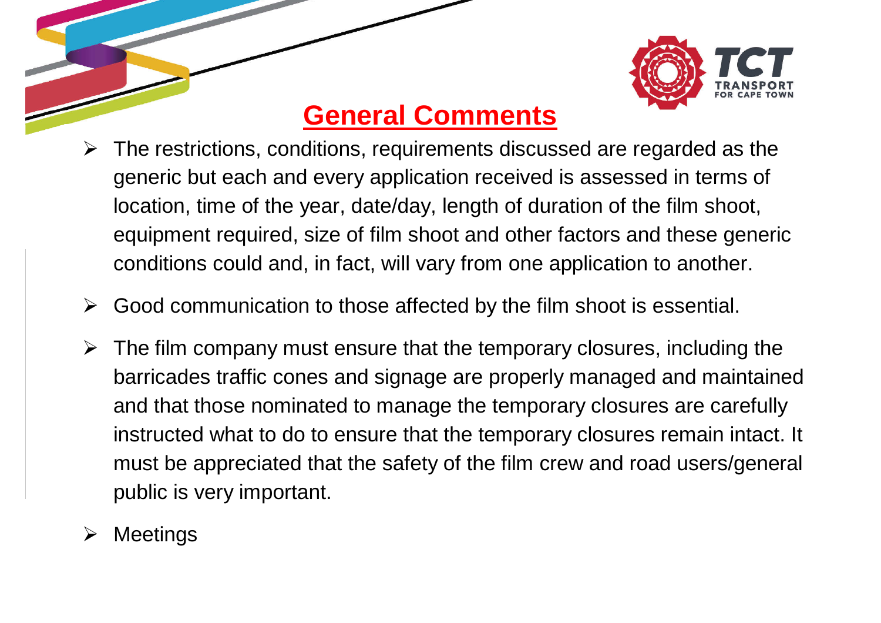## General Comments

- The restrictions, conditions, requirements discussed are regarded as the generic but each and every application received is assessed in terms of location, time of the year, date/day, length of duration of the film shoot, equipment required, size of film shoot and other factors and these generic conditions could and, in fact, will vary from one application to another.
- Good communication to those affected by the film shoot is essential.
- The film company must ensure that the temporary closures, including the barricades traffic cones and signage are properly managed and maintained and that those nominated to manage the temporary closures are carefully instructed what to do to ensure that the temporary closures remain intact. It must be appreciated that the safety of the film crew and road users/general public is very important.
- Meetings